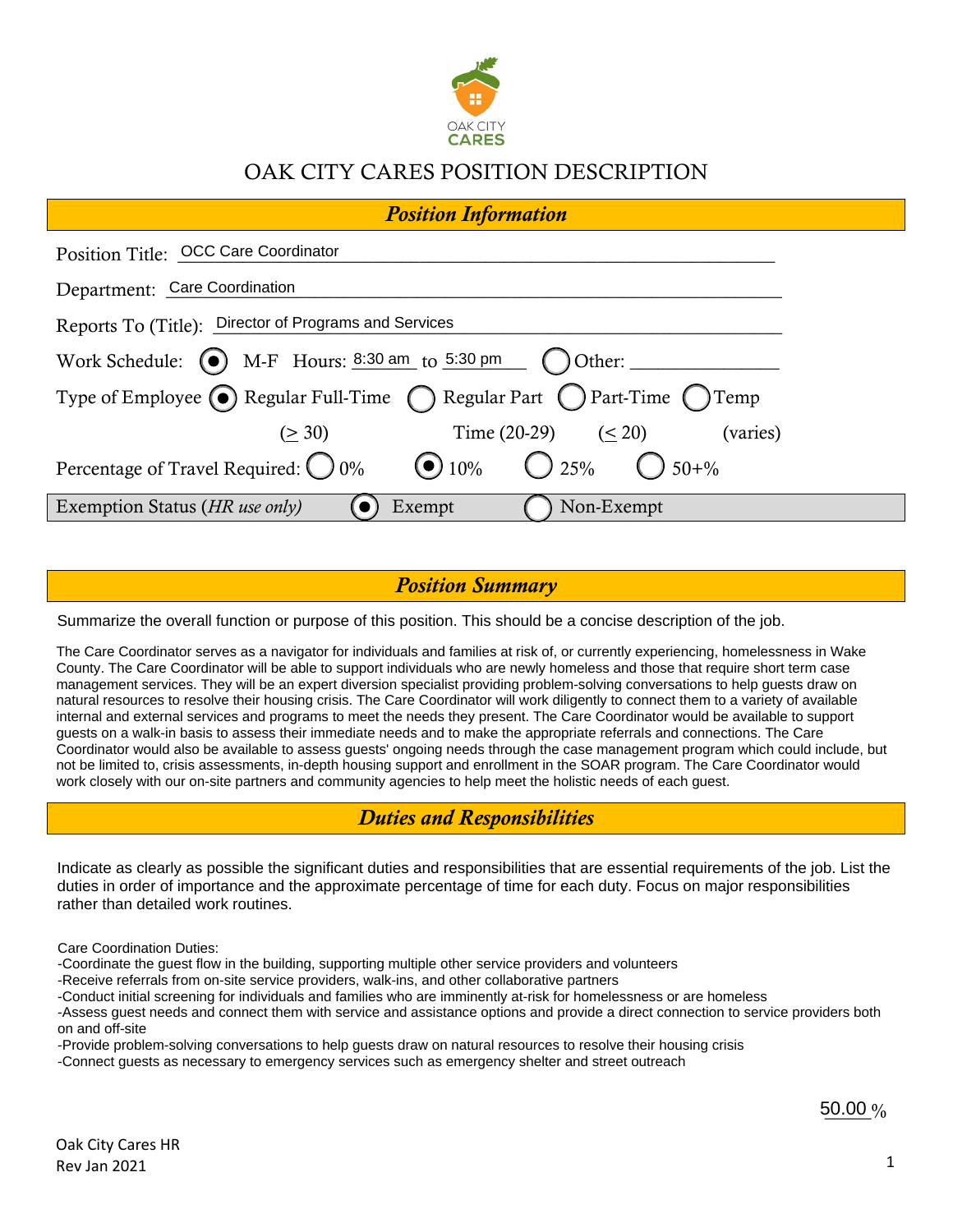OAK CITY CARES

# OAK CITY CARES POSITION DESCRIPTION

## Position Information

Position Title: OCC Care Coordinator

Department: Care Coordination

Reports To (Title): Director of Programs and Services

Work Schedule: (●) M-F Hours: 8:30 am to 5:30 pm ( ) Other: ________________

Type of Employee (●) Regular Full-Time (≥ 30) ( ) Regular Part Time (20-29) ( ) Part-Time (≤ 20) ( ) Temp (varies)

Percentage of Travel Required: ( ) 0% (●) 10% ( ) 25% ( ) 50+%

Exemption Status (*HR use only*) (●) Exempt ( ) Non-Exempt

## Position Summary

Summarize the overall function or purpose of this position. This should be a concise description of the job.

The Care Coordinator serves as a navigator for individuals and families at risk of, or currently experiencing, homelessness in Wake County. The Care Coordinator will be able to support individuals who are newly homeless and those that require short term case management services. They will be an expert diversion specialist providing problem-solving conversations to help guests draw on natural resources to resolve their housing crisis. The Care Coordinator will work diligently to connect them to a variety of available internal and external services and programs to meet the needs they present. The Care Coordinator would be available to support guests on a walk-in basis to assess their immediate needs and to make the appropriate referrals and connections. The Care Coordinator would also be available to assess guests' ongoing needs through the case management program which could include, but not be limited to, crisis assessments, in-depth housing support and enrollment in the SOAR program. The Care Coordinator would work closely with our on-site partners and community agencies to help meet the holistic needs of each guest.

## Duties and Responsibilities

Indicate as clearly as possible the significant duties and responsibilities that are essential requirements of the job. List the duties in order of importance and the approximate percentage of time for each duty. Focus on major responsibilities rather than detailed work routines.

Care Coordination Duties:
-Coordinate the guest flow in the building, supporting multiple other service providers and volunteers
-Receive referrals from on-site service providers, walk-ins, and other collaborative partners
-Conduct initial screening for individuals and families who are imminently at-risk for homelessness or are homeless
-Assess guest needs and connect them with service and assistance options and provide a direct connection to service providers both on and off-site
-Provide problem-solving conversations to help guests draw on natural resources to resolve their housing crisis
-Connect guests as necessary to emergency services such as emergency shelter and street outreach

50.00 %

Oak City Cares HR
Rev Jan 2021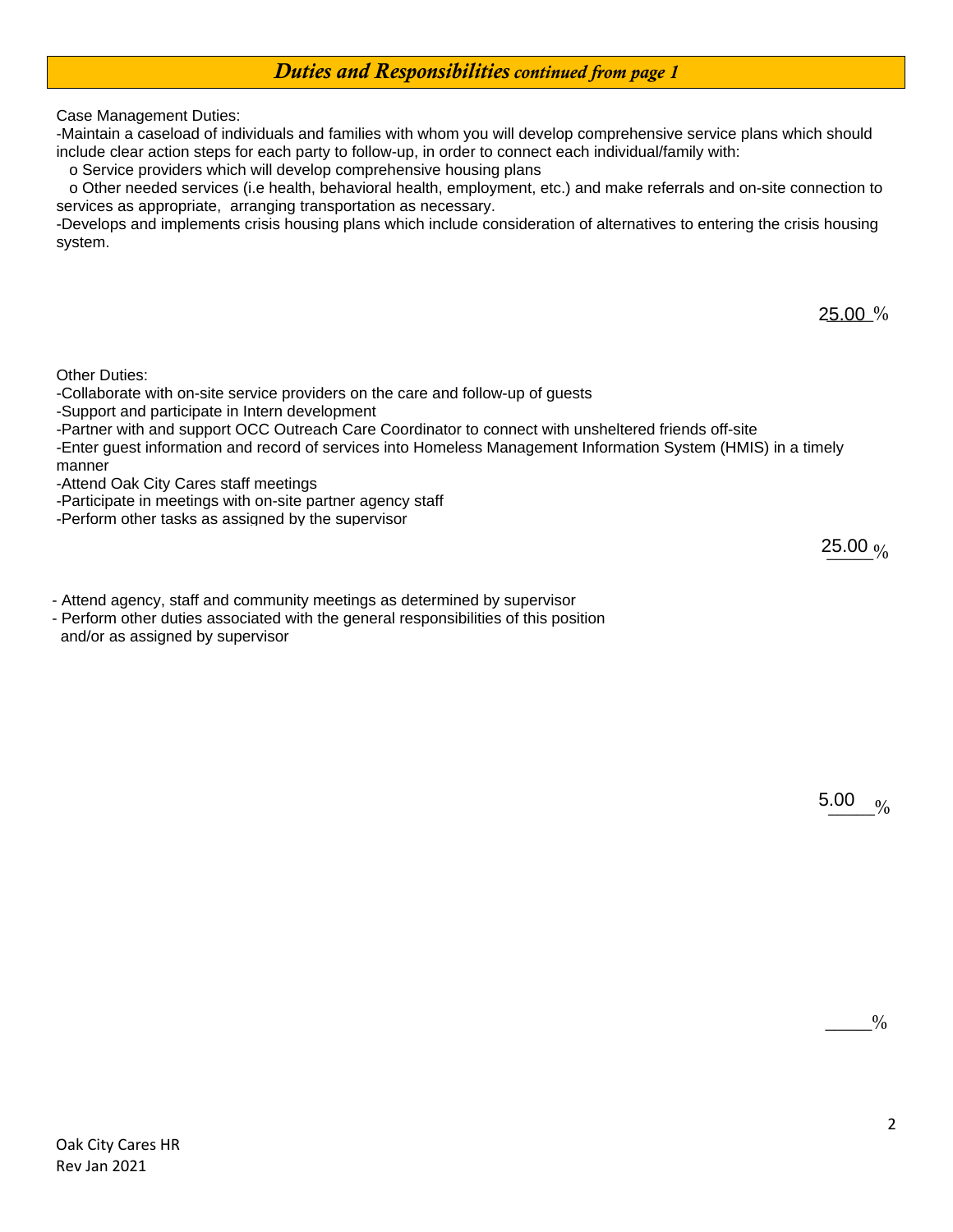## *Duties and Responsibilities continued from page 1*

Case Management Duties:

-Maintain a caseload of individuals and families with whom you will develop comprehensive service plans which should include clear action steps for each party to follow-up, in order to connect each individual/family with:

- o Service providers which will develop comprehensive housing plans
- o Other needed services (i.e health, behavioral health, employment, etc.) and make referrals and on-site connection to services as appropriate, arranging transportation as necessary.

-Develops and implements crisis housing plans which include consideration of alternatives to entering the crisis housing system.

25.00 %

Other Duties:

-Collaborate with on-site service providers on the care and follow-up of guests

-Support and participate in Intern development

-Partner with and support OCC Outreach Care Coordinator to connect with unsheltered friends off-site

-Enter guest information and record of services into Homeless Management Information System (HMIS) in a timely manner

-Attend Oak City Cares staff meetings

-Participate in meetings with on-site partner agency staff

-Perform other tasks as assigned by the supervisor

25.00 %

- Attend agency, staff and community meetings as determined by supervisor
- Perform other duties associated with the general responsibilities of this position and/or as assigned by supervisor

5.00 %

_____%

Oak City Cares HR
Rev Jan 2021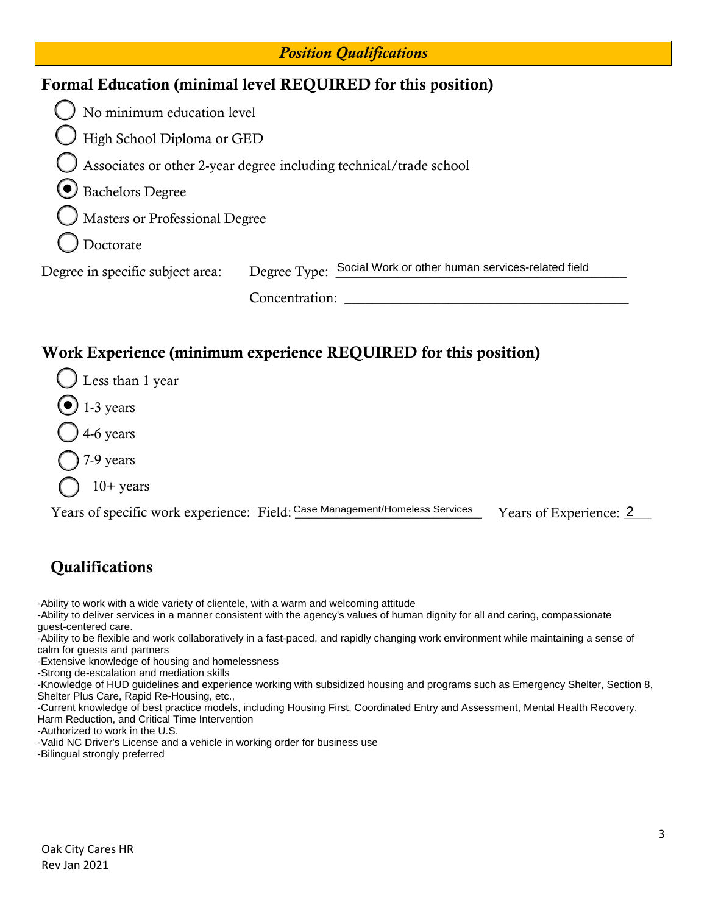## *Position Qualifications*

### Formal Education (minimal level REQUIRED for this position)

- ○ No minimum education level
- ○ High School Diploma or GED
- ○ Associates or other 2-year degree including technical/trade school
- ◉ Bachelors Degree
- ○ Masters or Professional Degree
- ○ Doctorate

Degree in specific subject area: Degree Type: Social Work or other human services-related field

Concentration: ______________________

### Work Experience (minimum experience REQUIRED for this position)

- ○ Less than 1 year
- ◉ 1-3 years
- ○ 4-6 years
- ○ 7-9 years
- ○ 10+ years

Years of specific work experience: Field: Case Management/Homeless Services Years of Experience: 2

### Qualifications

-Ability to work with a wide variety of clientele, with a warm and welcoming attitude
-Ability to deliver services in a manner consistent with the agency's values of human dignity for all and caring, compassionate guest-centered care.
-Ability to be flexible and work collaboratively in a fast-paced, and rapidly changing work environment while maintaining a sense of calm for guests and partners
-Extensive knowledge of housing and homelessness
-Strong de-escalation and mediation skills
-Knowledge of HUD guidelines and experience working with subsidized housing and programs such as Emergency Shelter, Section 8, Shelter Plus Care, Rapid Re-Housing, etc.,
-Current knowledge of best practice models, including Housing First, Coordinated Entry and Assessment, Mental Health Recovery, Harm Reduction, and Critical Time Intervention
-Authorized to work in the U.S.
-Valid NC Driver's License and a vehicle in working order for business use
-Bilingual strongly preferred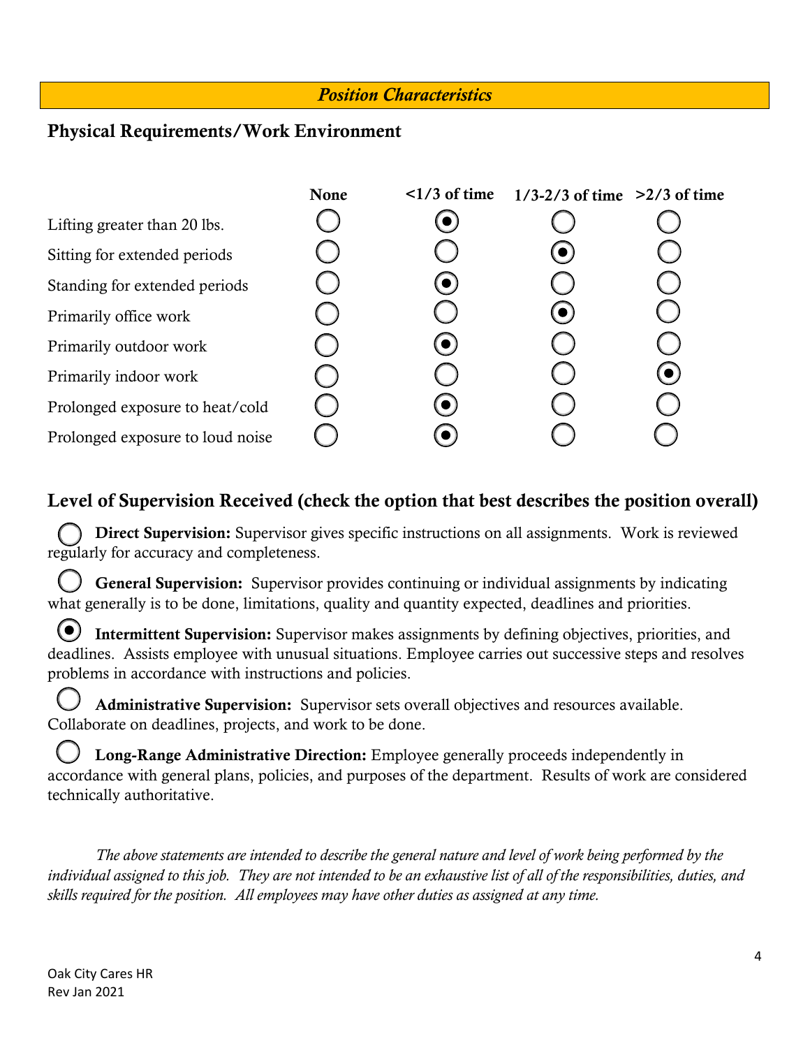## *Position Characteristics*

### Physical Requirements/Work Environment

| | None | <1/3 of time | 1/3-2/3 of time | >2/3 of time |
|---|---|---|---|---|
| Lifting greater than 20 lbs. | ○ | ◉ | ○ | ○ |
| Sitting for extended periods | ○ | ○ | ◉ | ○ |
| Standing for extended periods | ○ | ◉ | ○ | ○ |
| Primarily office work | ○ | ○ | ◉ | ○ |
| Primarily outdoor work | ○ | ◉ | ○ | ○ |
| Primarily indoor work | ○ | ○ | ○ | ◉ |
| Prolonged exposure to heat/cold | ○ | ◉ | ○ | ○ |
| Prolonged exposure to loud noise | ○ | ◉ | ○ | ○ |

### Level of Supervision Received (check the option that best describes the position overall)

○ **Direct Supervision:** Supervisor gives specific instructions on all assignments. Work is reviewed regularly for accuracy and completeness.

○ **General Supervision:** Supervisor provides continuing or individual assignments by indicating what generally is to be done, limitations, quality and quantity expected, deadlines and priorities.

◉ **Intermittent Supervision:** Supervisor makes assignments by defining objectives, priorities, and deadlines. Assists employee with unusual situations. Employee carries out successive steps and resolves problems in accordance with instructions and policies.

○ **Administrative Supervision:** Supervisor sets overall objectives and resources available. Collaborate on deadlines, projects, and work to be done.

○ **Long-Range Administrative Direction:** Employee generally proceeds independently in accordance with general plans, policies, and purposes of the department. Results of work are considered technically authoritative.

*The above statements are intended to describe the general nature and level of work being performed by the individual assigned to this job. They are not intended to be an exhaustive list of all of the responsibilities, duties, and skills required for the position. All employees may have other duties as assigned at any time.*